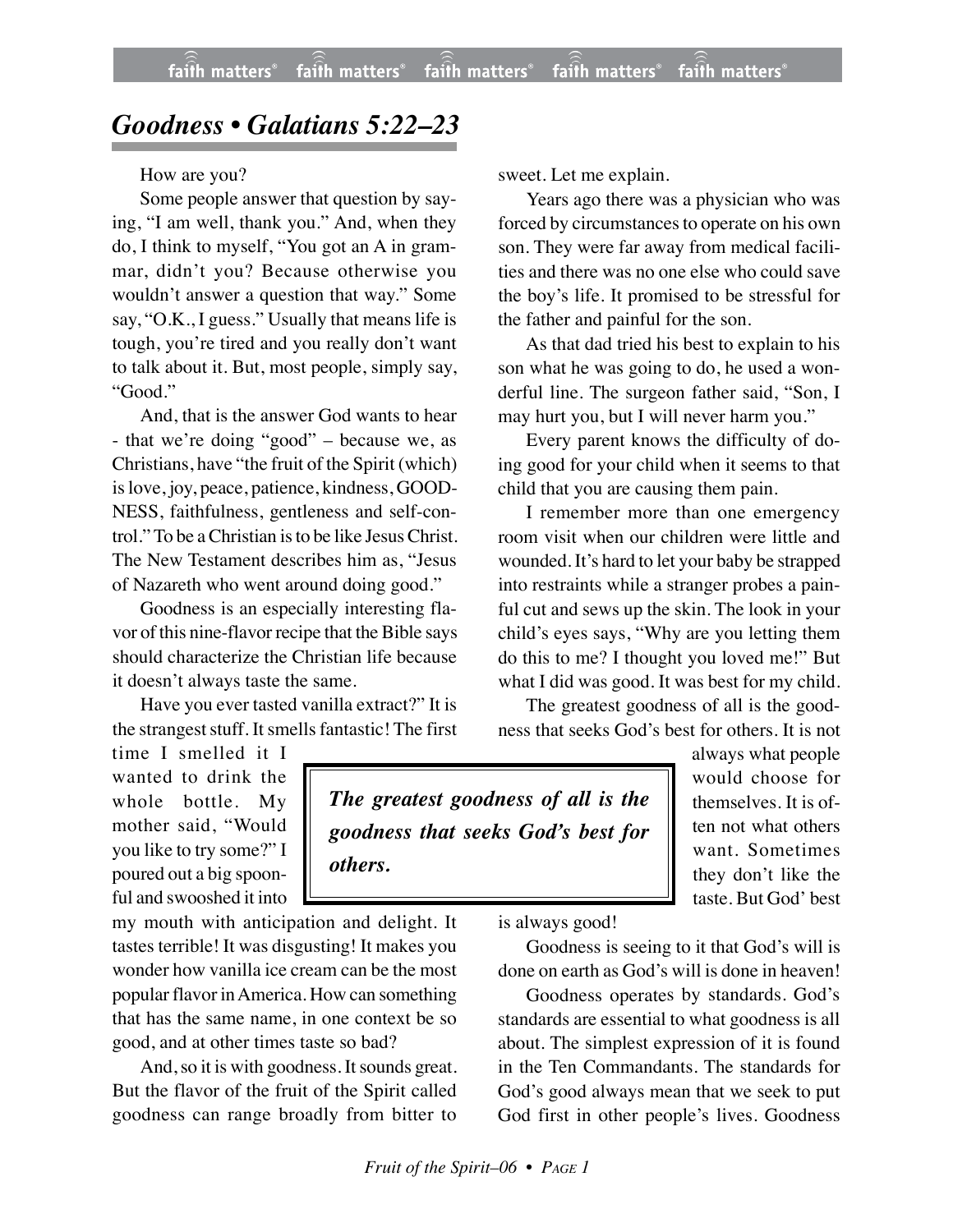# *Goodness • Galatians 5:22–23*

How are you?

Some people answer that question by saying, "I am well, thank you." And, when they do, I think to myself, "You got an A in grammar, didn't you? Because otherwise you wouldn't answer a question that way." Some say, "O.K., I guess." Usually that means life is tough, you're tired and you really don't want to talk about it. But, most people, simply say, "Good."

And, that is the answer God wants to hear - that we're doing "good" – because we, as Christians, have "the fruit of the Spirit (which) is love, joy, peace, patience, kindness, GOODNESS, faithfulness, gentleness and self-control." To be a Christian is to be like Jesus Christ. The New Testament describes him as, "Jesus of Nazareth who went around doing good."

Goodness is an especially interesting flavor of this nine-flavor recipe that the Bible says should characterize the Christian life because it doesn't always taste the same.

Have you ever tasted vanilla extract?" It is the strangest stuff. It smells fantastic! The first time I smelled it I wanted to drink the whole bottle. My mother said, "Would you like to try some?" I poured out a big spoonful and swooshed it into my mouth with anticipation and delight. It tastes terrible! It was disgusting! It makes you wonder how vanilla ice cream can be the most popular flavor in America. How can something that has the same name, in one context be so good, and at other times taste so bad?

And, so it is with goodness. It sounds great. But the flavor of the fruit of the Spirit called goodness can range broadly from bitter to sweet. Let me explain.

Years ago there was a physician who was forced by circumstances to operate on his own son. They were far away from medical facilities and there was no one else who could save the boy's life. It promised to be stressful for the father and painful for the son.

As that dad tried his best to explain to his son what he was going to do, he used a wonderful line. The surgeon father said, "Son, I may hurt you, but I will never harm you."

Every parent knows the difficulty of doing good for your child when it seems to that child that you are causing them pain.

I remember more than one emergency room visit when our children were little and wounded. It's hard to let your baby be strapped into restraints while a stranger probes a painful cut and sews up the skin. The look in your child's eyes says, "Why are you letting them do this to me? I thought you loved me!" But what I did was good. It was best for my child.

The greatest goodness of all is the goodness that seeks God's best for others. It is not always what people would choose for themselves. It is often not what others want. Sometimes they don't like the taste. But God' best is always good!

> ***The greatest goodness of all is the goodness that seeks God's best for others.***

Goodness is seeing to it that God's will is done on earth as God's will is done in heaven!

Goodness operates by standards. God's standards are essential to what goodness is all about. The simplest expression of it is found in the Ten Commandants. The standards for God's good always mean that we seek to put God first in other people's lives. Goodness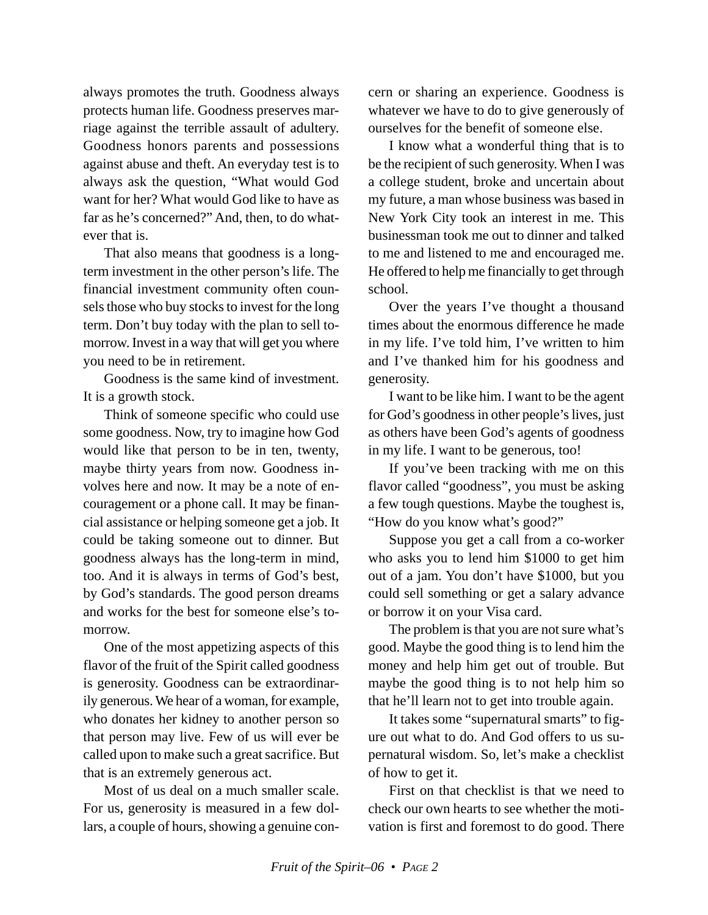always promotes the truth. Goodness always protects human life. Goodness preserves marriage against the terrible assault of adultery. Goodness honors parents and possessions against abuse and theft. An everyday test is to always ask the question, "What would God want for her? What would God like to have as far as he's concerned?" And, then, to do whatever that is.

That also means that goodness is a long-term investment in the other person's life. The financial investment community often counsels those who buy stocks to invest for the long term. Don't buy today with the plan to sell tomorrow. Invest in a way that will get you where you need to be in retirement.

Goodness is the same kind of investment. It is a growth stock.

Think of someone specific who could use some goodness. Now, try to imagine how God would like that person to be in ten, twenty, maybe thirty years from now. Goodness involves here and now. It may be a note of encouragement or a phone call. It may be financial assistance or helping someone get a job. It could be taking someone out to dinner. But goodness always has the long-term in mind, too. And it is always in terms of God's best, by God's standards. The good person dreams and works for the best for someone else's tomorrow.

One of the most appetizing aspects of this flavor of the fruit of the Spirit called goodness is generosity. Goodness can be extraordinarily generous. We hear of a woman, for example, who donates her kidney to another person so that person may live. Few of us will ever be called upon to make such a great sacrifice. But that is an extremely generous act.

Most of us deal on a much smaller scale. For us, generosity is measured in a few dollars, a couple of hours, showing a genuine concern or sharing an experience. Goodness is whatever we have to do to give generously of ourselves for the benefit of someone else.

I know what a wonderful thing that is to be the recipient of such generosity. When I was a college student, broke and uncertain about my future, a man whose business was based in New York City took an interest in me. This businessman took me out to dinner and talked to me and listened to me and encouraged me. He offered to help me financially to get through school.

Over the years I've thought a thousand times about the enormous difference he made in my life. I've told him, I've written to him and I've thanked him for his goodness and generosity.

I want to be like him. I want to be the agent for God's goodness in other people's lives, just as others have been God's agents of goodness in my life. I want to be generous, too!

If you've been tracking with me on this flavor called "goodness", you must be asking a few tough questions. Maybe the toughest is, "How do you know what's good?"

Suppose you get a call from a co-worker who asks you to lend him $1000 to get him out of a jam. You don't have $1000, but you could sell something or get a salary advance or borrow it on your Visa card.

The problem is that you are not sure what's good. Maybe the good thing is to lend him the money and help him get out of trouble. But maybe the good thing is to not help him so that he'll learn not to get into trouble again.

It takes some "supernatural smarts" to figure out what to do. And God offers to us supernatural wisdom. So, let's make a checklist of how to get it.

First on that checklist is that we need to check our own hearts to see whether the motivation is first and foremost to do good. There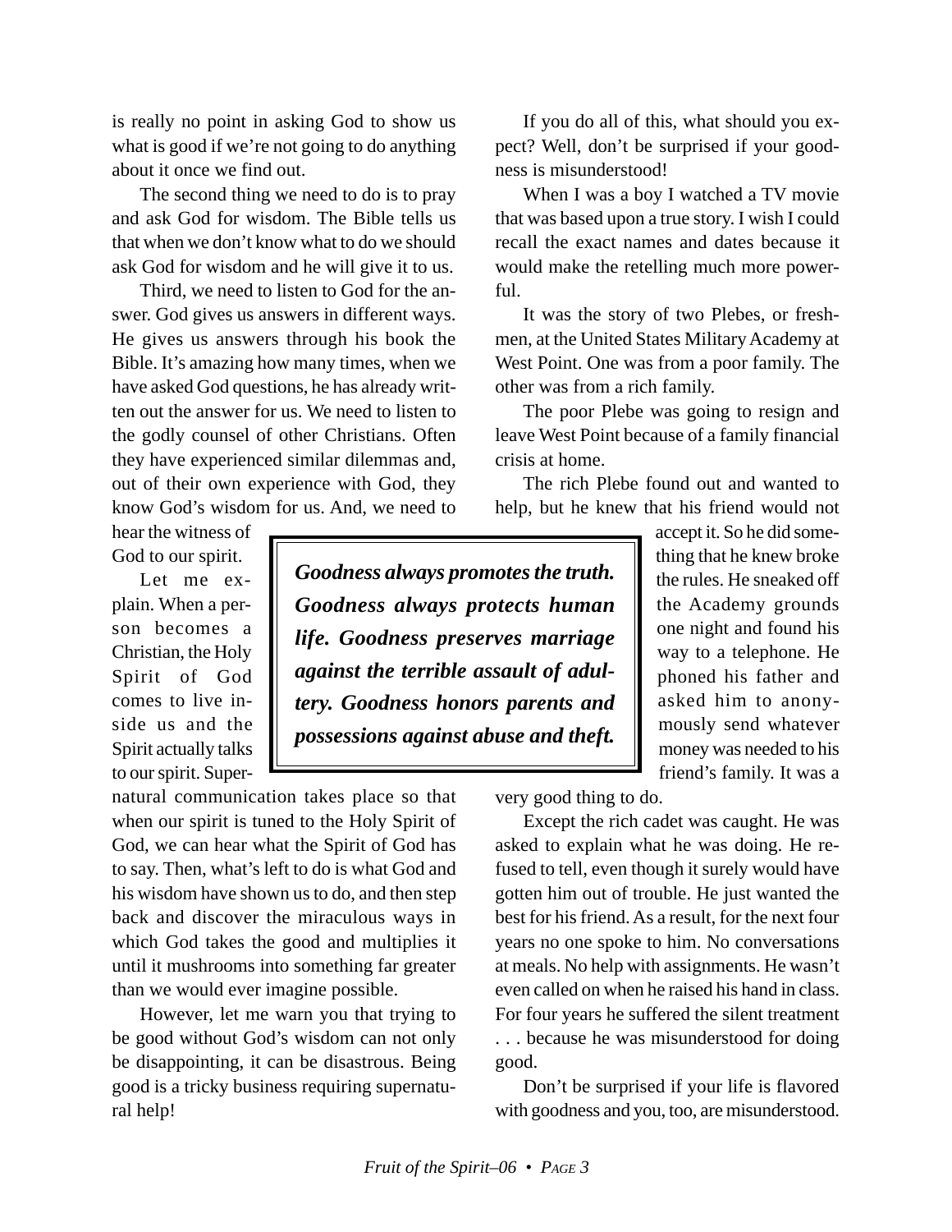is really no point in asking God to show us what is good if we're not going to do anything about it once we find out.

The second thing we need to do is to pray and ask God for wisdom. The Bible tells us that when we don't know what to do we should ask God for wisdom and he will give it to us.

Third, we need to listen to God for the answer. God gives us answers in different ways. He gives us answers through his book the Bible. It's amazing how many times, when we have asked God questions, he has already written out the answer for us. We need to listen to the godly counsel of other Christians. Often they have experienced similar dilemmas and, out of their own experience with God, they know God's wisdom for us. And, we need to hear the witness of God to our spirit.

Let me explain. When a person becomes a Christian, the Holy Spirit of God comes to live inside us and the Spirit actually talks to our spirit. Supernatural communication takes place so that when our spirit is tuned to the Holy Spirit of God, we can hear what the Spirit of God has to say. Then, what's left to do is what God and his wisdom have shown us to do, and then step back and discover the miraculous ways in which God takes the good and multiplies it until it mushrooms into something far greater than we would ever imagine possible.

However, let me warn you that trying to be good without God's wisdom can not only be disappointing, it can be disastrous. Being good is a tricky business requiring supernatural help!

> ***Goodness always promotes the truth. Goodness always protects human life. Goodness preserves marriage against the terrible assault of adultery. Goodness honors parents and possessions against abuse and theft.***

If you do all of this, what should you expect? Well, don't be surprised if your goodness is misunderstood!

When I was a boy I watched a TV movie that was based upon a true story. I wish I could recall the exact names and dates because it would make the retelling much more powerful.

It was the story of two Plebes, or freshmen, at the United States Military Academy at West Point. One was from a poor family. The other was from a rich family.

The poor Plebe was going to resign and leave West Point because of a family financial crisis at home.

The rich Plebe found out and wanted to help, but he knew that his friend would not accept it. So he did something that he knew broke the rules. He sneaked off the Academy grounds one night and found his way to a telephone. He phoned his father and asked him to anonymously send whatever money was needed to his friend's family. It was a very good thing to do.

Except the rich cadet was caught. He was asked to explain what he was doing. He refused to tell, even though it surely would have gotten him out of trouble. He just wanted the best for his friend. As a result, for the next four years no one spoke to him. No conversations at meals. No help with assignments. He wasn't even called on when he raised his hand in class. For four years he suffered the silent treatment . . . because he was misunderstood for doing good.

Don't be surprised if your life is flavored with goodness and you, too, are misunderstood.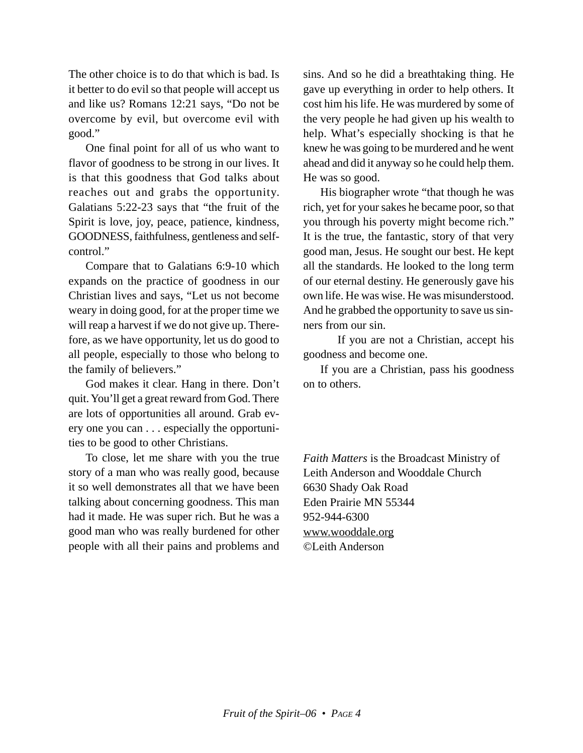The other choice is to do that which is bad. Is it better to do evil so that people will accept us and like us? Romans 12:21 says, "Do not be overcome by evil, but overcome evil with good."

One final point for all of us who want to flavor of goodness to be strong in our lives. It is that this goodness that God talks about reaches out and grabs the opportunity. Galatians 5:22-23 says that "the fruit of the Spirit is love, joy, peace, patience, kindness, GOODNESS, faithfulness, gentleness and self-control."

Compare that to Galatians 6:9-10 which expands on the practice of goodness in our Christian lives and says, "Let us not become weary in doing good, for at the proper time we will reap a harvest if we do not give up. Therefore, as we have opportunity, let us do good to all people, especially to those who belong to the family of believers."

God makes it clear. Hang in there. Don't quit. You'll get a great reward from God. There are lots of opportunities all around. Grab every one you can . . . especially the opportunities to be good to other Christians.

To close, let me share with you the true story of a man who was really good, because it so well demonstrates all that we have been talking about concerning goodness. This man had it made. He was super rich. But he was a good man who was really burdened for other people with all their pains and problems and sins. And so he did a breathtaking thing. He gave up everything in order to help others. It cost him his life. He was murdered by some of the very people he had given up his wealth to help. What's especially shocking is that he knew he was going to be murdered and he went ahead and did it anyway so he could help them. He was so good.

His biographer wrote "that though he was rich, yet for your sakes he became poor, so that you through his poverty might become rich." It is the true, the fantastic, story of that very good man, Jesus. He sought our best. He kept all the standards. He looked to the long term of our eternal destiny. He generously gave his own life. He was wise. He was misunderstood. And he grabbed the opportunity to save us sinners from our sin.

If you are not a Christian, accept his goodness and become one.

If you are a Christian, pass his goodness on to others.

*Faith Matters* is the Broadcast Ministry of
Leith Anderson and Wooddale Church
6630 Shady Oak Road
Eden Prairie MN 55344
952-944-6300
www.wooddale.org
©Leith Anderson